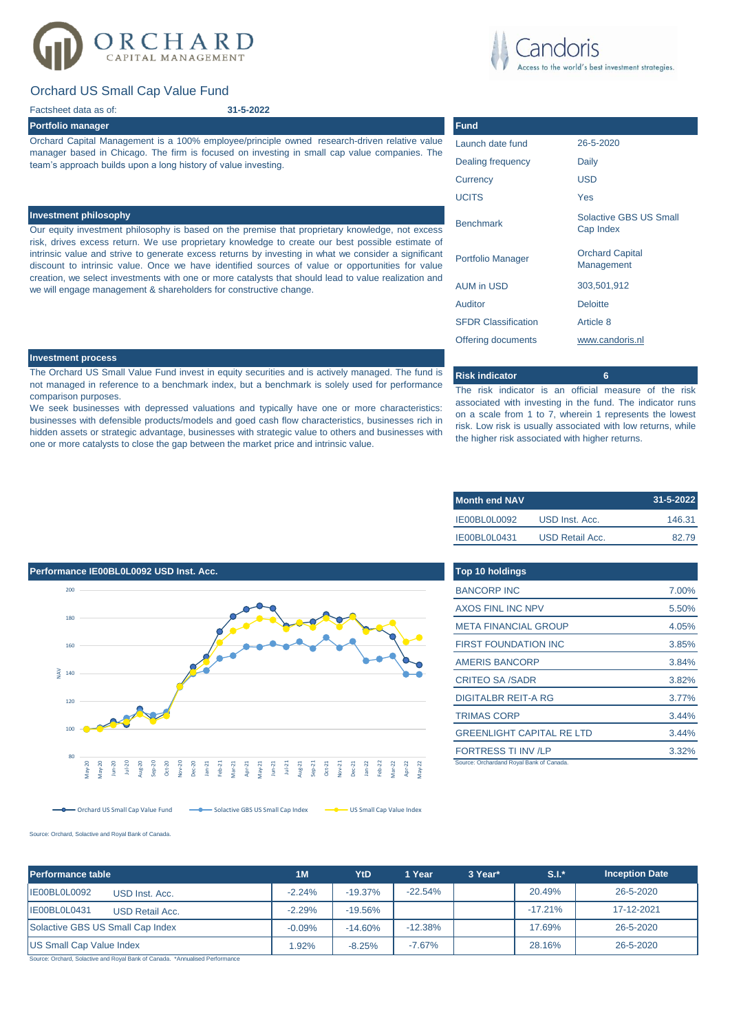# Orchard US Small Cap Value Fund

Factsheet data as of: **31-5-2022**

## Portfolio manager

Orchard Capital Management is a 100% employee/principle owned research-driven relative value manager based in Chicago. The firm is focused on investing in small cap value companies. The team's approach builds upon a long history of value investing.

## Investment philosophy

Our equity investment philosophy is based on the premise that proprietary knowledge, not excess risk, drives excess return. We use proprietary knowledge to create our best possible estimate of intrinsic value and strive to generate excess returns by investing in what we consider a significant discount to intrinsic value. Once we have identified sources of value or opportunities for value creation, we select investments with one or more catalysts that should lead to value realization and we will engage management & shareholders for constructive change.

## Investment process

The Orchard US Small Cap Value Fund invest in equity securities and is actively managed. The fund is not managed in reference to a benchmark index, but a benchmark is solely used for performance comparison purposes.

We seek businesses with depressed valuations and typically have one or more characteristics: businesses with defensible products/models and goed cash flow characteristics, businesses rich in hidden assets or strategic advantage, businesses with strategic value to others and businesses with one or more catalysts to close the gap between the market price and intrinsic value.

## Fund

| Fund | |
|---|---|
| Launch date fund | 26-5-2020 |
| Dealing frequency | Daily |
| Currency | USD |
| UCITS | Yes |
| Benchmark | Solactive GBS US Small Cap Index |
| Portfolio Manager | Orchard Capital Management |
| AUM in USD | 303,501,912 |
| Auditor | Deloitte |
| SFDR Classification | Article 8 |
| Offering documents | www.candoris.nl |

## Risk indicator: 6

The risk indicator is an official measure of the risk associated with investing in the fund. The indicator runs on a scale from 1 to 7, wherein 1 represents the lowest risk. Low risk is usually associated with low returns, while the higher risk associated with higher returns.

## Month end NAV

| Month end NAV | | 31-5-2022 |
|---|---|---|
| IE00BL0L0092 | USD Inst. Acc. | 146.31 |
| IE00BL0L0431 | USD Retail Acc. | 82.79 |

## Performance IE00BL0L0092 USD Inst. Acc.

Legend: Orchard US Small Cap Value Fund; Solactive GBS US Small Cap Index; US Small Cap Value Index

Source: Orchard, Solactive and Royal Bank of Canada.

## Top 10 holdings

| Top 10 holdings | |
|---|---|
| BANCORP INC | 7.00% |
| AXOS FINL INC NPV | 5.50% |
| META FINANCIAL GROUP | 4.05% |
| FIRST FOUNDATION INC | 3.85% |
| AMERIS BANCORP | 3.84% |
| CRITEO SA /SADR | 3.82% |
| DIGITALBR REIT-A RG | 3.77% |
| TRIMAS CORP | 3.44% |
| GREENLIGHT CAPITAL RE LTD | 3.44% |
| FORTRESS TI INV /LP | 3.32% |

Source: Orchardand Royal Bank of Canada.

## Performance table

| Performance table | | 1M | YtD | 1 Year | 3 Year* | S.I.* | Inception Date |
|---|---|---|---|---|---|---|---|
| IE00BL0L0092 | USD Inst. Acc. | -2.24% | -19.37% | -22.54% | | 20.49% | 26-5-2020 |
| IE00BL0L0431 | USD Retail Acc. | -2.29% | -19.56% | | | -17.21% | 17-12-2021 |
| Solactive GBS US Small Cap Index | | -0.09% | -14.60% | -12.38% | | 17.69% | 26-5-2020 |
| US Small Cap Value Index | | 1.92% | -8.25% | -7.67% | | 28.16% | 26-5-2020 |

Source: Orchard, Solactive and Royal Bank of Canada. *Annualised Performance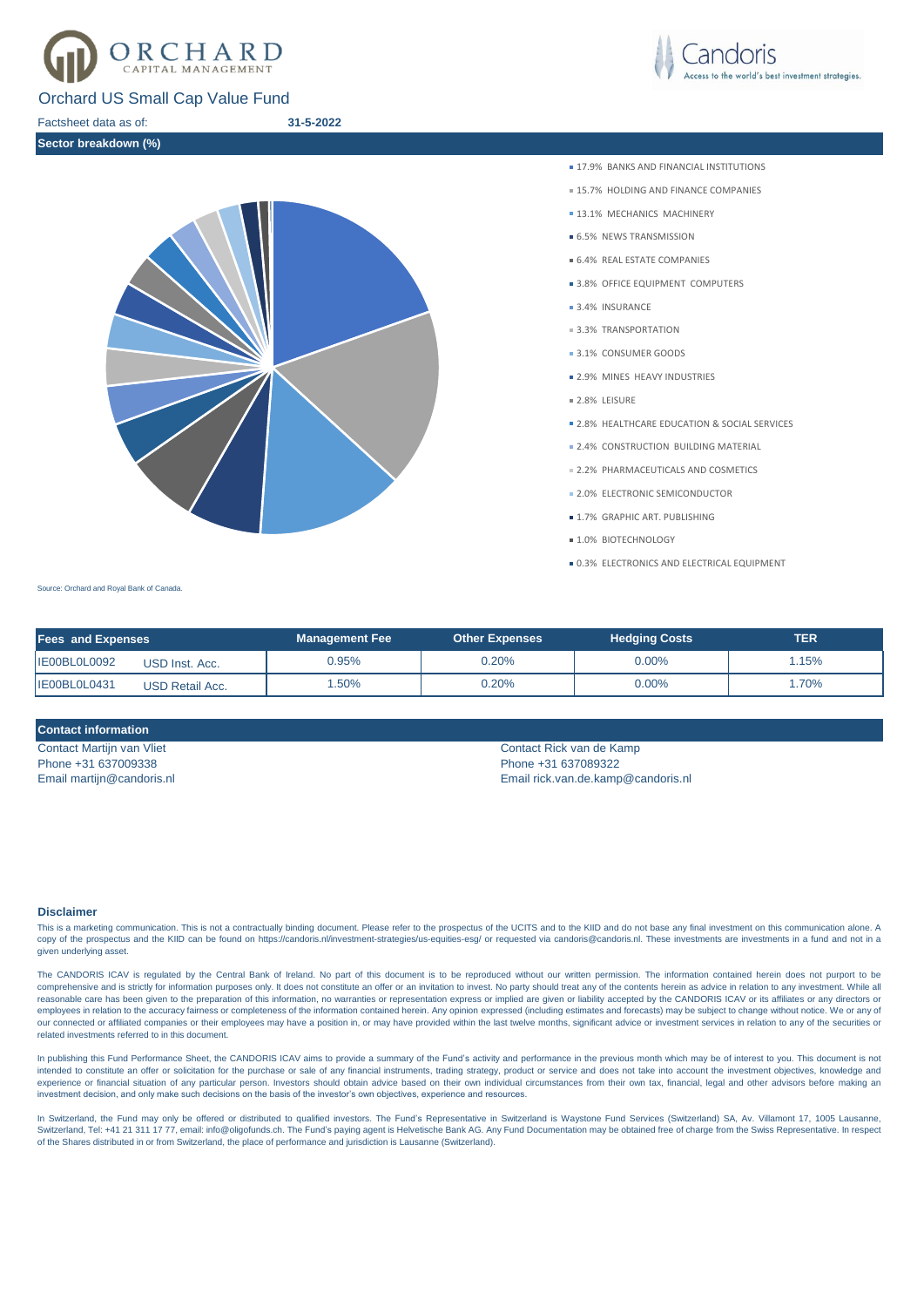ORCHARD CAPITAL MANAGEMENT

Candoris — Access to the world's best investment strategies.

# Orchard US Small Cap Value Fund

Factsheet data as of: **31-5-2022**

## Sector breakdown (%)

17.9% BANKS AND FINANCIAL INSTITUTIONS
15.7% HOLDING AND FINANCE COMPANIES
13.1% MECHANICS MACHINERY
6.5% NEWS TRANSMISSION
6.4% REAL ESTATE COMPANIES
3.8% OFFICE EQUIPMENT COMPUTERS
3.4% INSURANCE
3.3% TRANSPORTATION
3.1% CONSUMER GOODS
2.9% MINES HEAVY INDUSTRIES
2.8% LEISURE
2.8% HEALTHCARE EDUCATION & SOCIAL SERVICES
2.4% CONSTRUCTION BUILDING MATERIAL
2.2% PHARMACEUTICALS AND COSMETICS
2.0% ELECTRONIC SEMICONDUCTOR
1.7% GRAPHIC ART. PUBLISHING
1.0% BIOTECHNOLOGY
0.3% ELECTRONICS AND ELECTRICAL EQUIPMENT

Source: Orchard and Royal Bank of Canada.

| Fees and Expenses | | Management Fee | Other Expenses | Hedging Costs | TER |
|---|---|---|---|---|---|
| IE00BL0L0092 | USD Inst. Acc. | 0.95% | 0.20% | 0.00% | 1.15% |
| IE00BL0L0431 | USD Retail Acc. | 1.50% | 0.20% | 0.00% | 1.70% |

## Contact information

Contact Martijn van Vliet
Phone +31 637009338
Email martijn@candoris.nl

Contact Rick van de Kamp
Phone +31 637089322
Email rick.van.de.kamp@candoris.nl

### Disclaimer

This is a marketing communication. This is not a contractually binding document. Please refer to the prospectus of the UCITS and to the KIID and do not base any final investment on this communication alone. A copy of the prospectus and the KIID can be found on https://candoris.nl/investment-strategies/us-equities-esg/ or requested via candoris@candoris.nl. These investments are investments in a fund and not in a given underlying asset.

The CANDORIS ICAV is regulated by the Central Bank of Ireland. No part of this document is to be reproduced without our written permission. The information contained herein does not purport to be comprehensive and is strictly for information purposes only. It does not constitute an offer or an invitation to invest. No party should treat any of the contents herein as advice in relation to any investment. While all reasonable care has been given to the preparation of this information, no warranties or representation express or implied are given or liability accepted by the CANDORIS ICAV or its affiliates or any directors or employees in relation to the accuracy fairness or completeness of the information contained herein. Any opinion expressed (including estimates and forecasts) may be subject to change without notice. We or any of our connected or affiliated companies or their employees may have a position in, or may have provided within the last twelve months, significant advice or investment services in relation to any of the securities or related investments referred to in this document.

In publishing this Fund Performance Sheet, the CANDORIS ICAV aims to provide a summary of the Fund's activity and performance in the previous month which may be of interest to you. This document is not intended to constitute an offer or solicitation for the purchase or sale of any financial instruments, trading strategy, product or service and does not take into account the investment objectives, knowledge and experience or financial situation of any particular person. Investors should obtain advice based on their own individual circumstances from their own tax, financial, legal and other advisors before making an investment decision, and only make such decisions on the basis of the investor's own objectives, experience and resources.

In Switzerland, the Fund may only be offered or distributed to qualified investors. The Fund's Representative in Switzerland is Waystone Fund Services (Switzerland) SA, Av. Villamont 17, 1005 Lausanne, Switzerland, Tel: +41 21 311 17 77, email: info@oligofunds.ch. The Fund's paying agent is Helvetische Bank AG. Any Fund Documentation may be obtained free of charge from the Swiss Representative. In respect of the Shares distributed in or from Switzerland, the place of performance and jurisdiction is Lausanne (Switzerland).